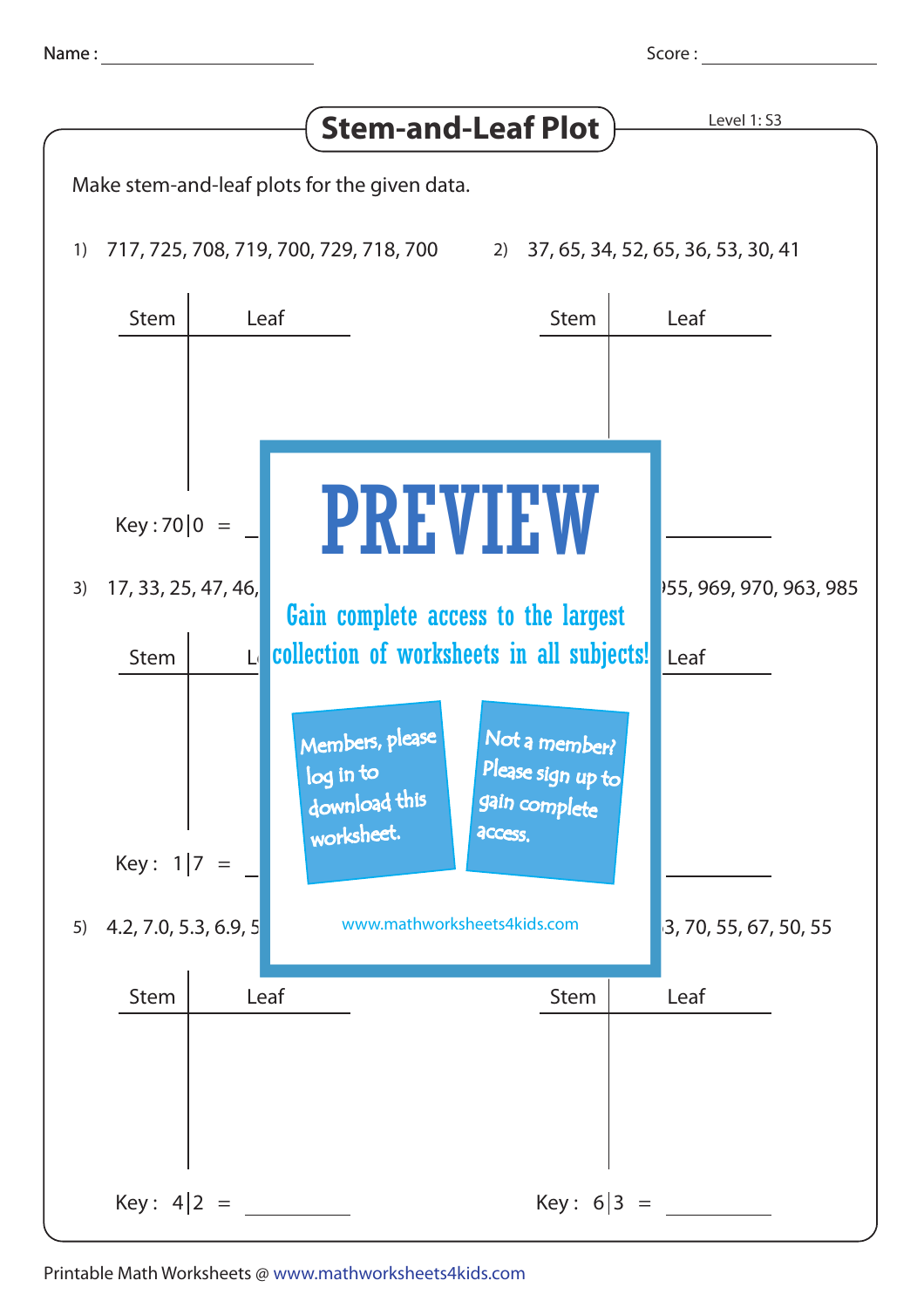Name : ______________________ Score : ______________________

# Stem-and-Leaf Plot

Level 1: S3

Make stem-and-leaf plots for the given data.

1) 717, 725, 708, 719, 700, 729, 718, 700

| Stem | Leaf |
|---|---|
| | |

Key : 70|0 = ________

2) 37, 65, 34, 52, 65, 36, 53, 30, 41

| Stem | Leaf |
|---|---|
| | |

Key : ________

3) 17, 33, 25, 47, 46,

| Stem | Leaf |
|---|---|
| | |

Key : 1|7 = ________

4) 55, 969, 970, 963, 985

| Stem | Leaf |
|---|---|
| | |

Key : ________

5) 4.2, 7.0, 5.3, 6.9, 5

| Stem | Leaf |
|---|---|
| | |

Key : 4|2 = ________

6) 3, 70, 55, 67, 50, 55

| Stem | Leaf |
|---|---|
| | |

Key : 6|3 = ________

PREVIEW

Gain complete access to the largest collection of worksheets in all subjects!

Members, please log in to download this worksheet.

Not a member? Please sign up to gain complete access.

www.mathworksheets4kids.com

Printable Math Worksheets @ www.mathworksheets4kids.com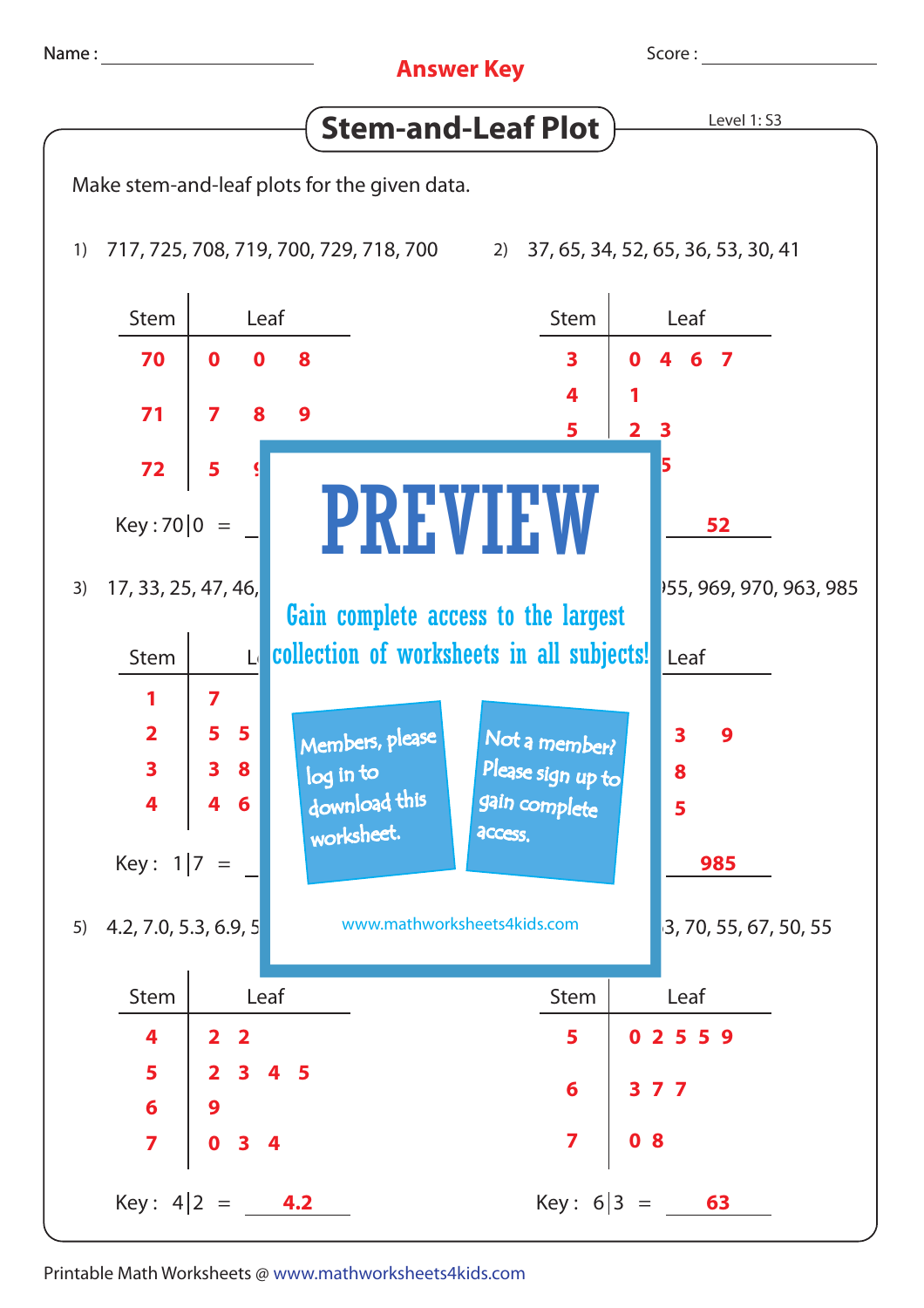Name : ______________  Answer Key  Score : ______________

# Stem-and-Leaf Plot

Level 1: S3

Make stem-and-leaf plots for the given data.

1) 717, 725, 708, 719, 700, 729, 718, 700

| Stem | Leaf |
|---|---|
| 70 | 0 0 8 |
| 71 | 7 8 9 |
| 72 | 5 9 |

Key : 70|0 = ______

2) 37, 65, 34, 52, 65, 36, 53, 30, 41

| Stem | Leaf |
|---|---|
| 3 | 0 4 6 7 |
| 4 | 1 |
| 5 | 2 3 |
| | 5 |

Key : ______ = 52

3) 17, 33, 25, 47, 46,

| Stem | Leaf |
|---|---|
| 1 | 7 |
| 2 | 5 5 |
| 3 | 3 8 |
| 4 | 4 6 |

Key : 1|7 = ______

4) 955, 969, 970, 963, 985

| Stem | Leaf |
|---|---|
| | |
| | 3 9 |
| | 8 |
| | 5 |

Key : ______ = 985

5) 4.2, 7.0, 5.3, 6.9, 5

| Stem | Leaf |
|---|---|
| 4 | 2 2 |
| 5 | 2 3 4 5 |
| 6 | 9 |
| 7 | 0 3 4 |

Key : 4|2 = 4.2

6) 3, 70, 55, 67, 50, 55

| Stem | Leaf |
|---|---|
| 5 | 0 2 5 5 9 |
| 6 | 3 7 7 |
| 7 | 0 8 |

Key : 6|3 = 63

PREVIEW

Gain complete access to the largest collection of worksheets in all subjects!

Members, please log in to download this worksheet.

Not a member? Please sign up to gain complete access.

www.mathworksheets4kids.com

Printable Math Worksheets @ www.mathworksheets4kids.com